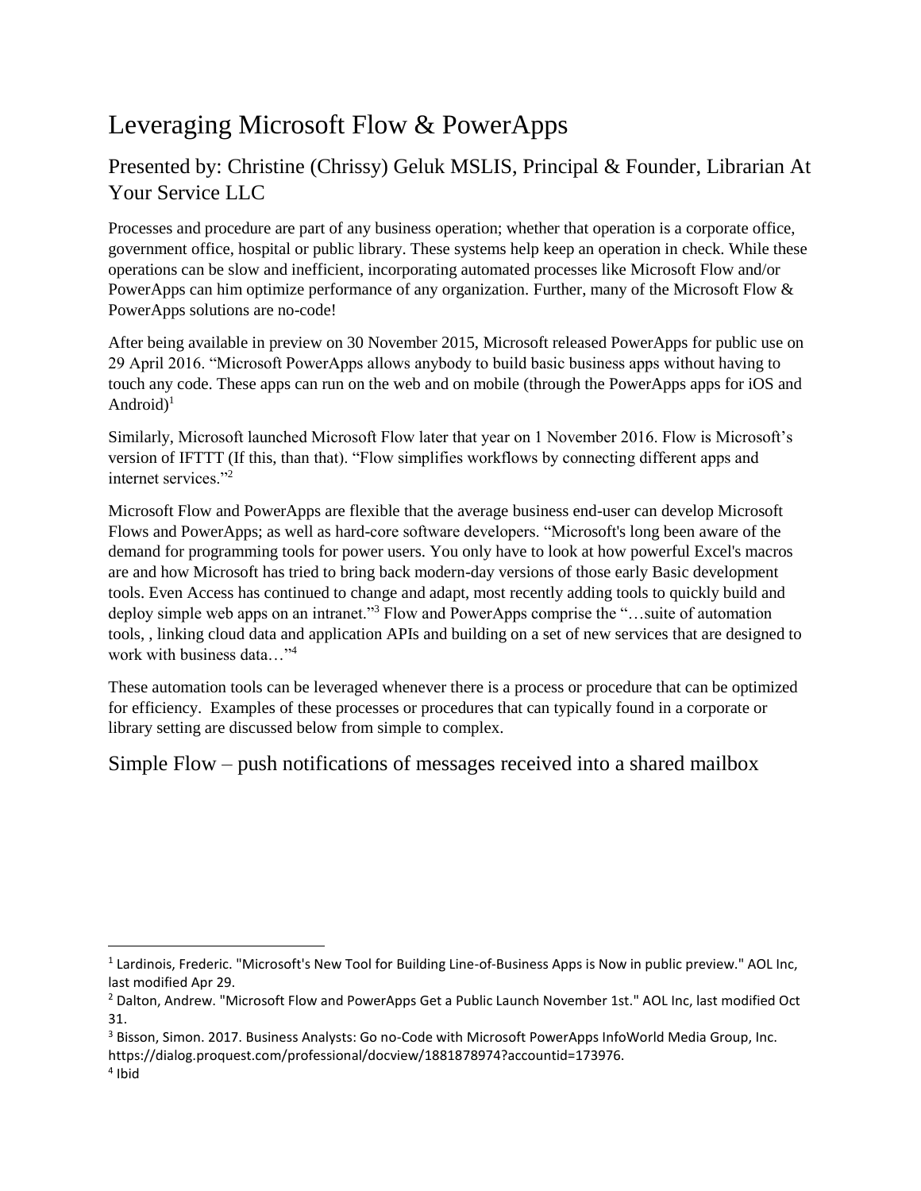# Leveraging Microsoft Flow & PowerApps

## Presented by: Christine (Chrissy) Geluk MSLIS, Principal & Founder, Librarian At Your Service LLC

Processes and procedure are part of any business operation; whether that operation is a corporate office, government office, hospital or public library. These systems help keep an operation in check. While these operations can be slow and inefficient, incorporating automated processes like Microsoft Flow and/or PowerApps can him optimize performance of any organization. Further, many of the Microsoft Flow & PowerApps solutions are no-code!

After being available in preview on 30 November 2015, Microsoft released PowerApps for public use on 29 April 2016. "Microsoft PowerApps allows anybody to build basic business apps without having to touch any code. These apps can run on the web and on mobile (through the PowerApps apps for iOS and Android)[1]

Similarly, Microsoft launched Microsoft Flow later that year on 1 November 2016. Flow is Microsoft's version of IFTTT (If this, than that). "Flow simplifies workflows by connecting different apps and internet services."[2]

Microsoft Flow and PowerApps are flexible that the average business end-user can develop Microsoft Flows and PowerApps; as well as hard-core software developers. "Microsoft's long been aware of the demand for programming tools for power users. You only have to look at how powerful Excel's macros are and how Microsoft has tried to bring back modern-day versions of those early Basic development tools. Even Access has continued to change and adapt, most recently adding tools to quickly build and deploy simple web apps on an intranet."[3] Flow and PowerApps comprise the "…suite of automation tools, , linking cloud data and application APIs and building on a set of new services that are designed to work with business data…"[4]

These automation tools can be leveraged whenever there is a process or procedure that can be optimized for efficiency. Examples of these processes or procedures that can typically found in a corporate or library setting are discussed below from simple to complex.

## Simple Flow – push notifications of messages received into a shared mailbox

---

[1] Lardinois, Frederic. "Microsoft's New Tool for Building Line-of-Business Apps is Now in public preview." AOL Inc, last modified Apr 29.

[2] Dalton, Andrew. "Microsoft Flow and PowerApps Get a Public Launch November 1st." AOL Inc, last modified Oct 31.

[3] Bisson, Simon. 2017. Business Analysts: Go no-Code with Microsoft PowerApps InfoWorld Media Group, Inc. https://dialog.proquest.com/professional/docview/1881878974?accountid=173976.

[4] Ibid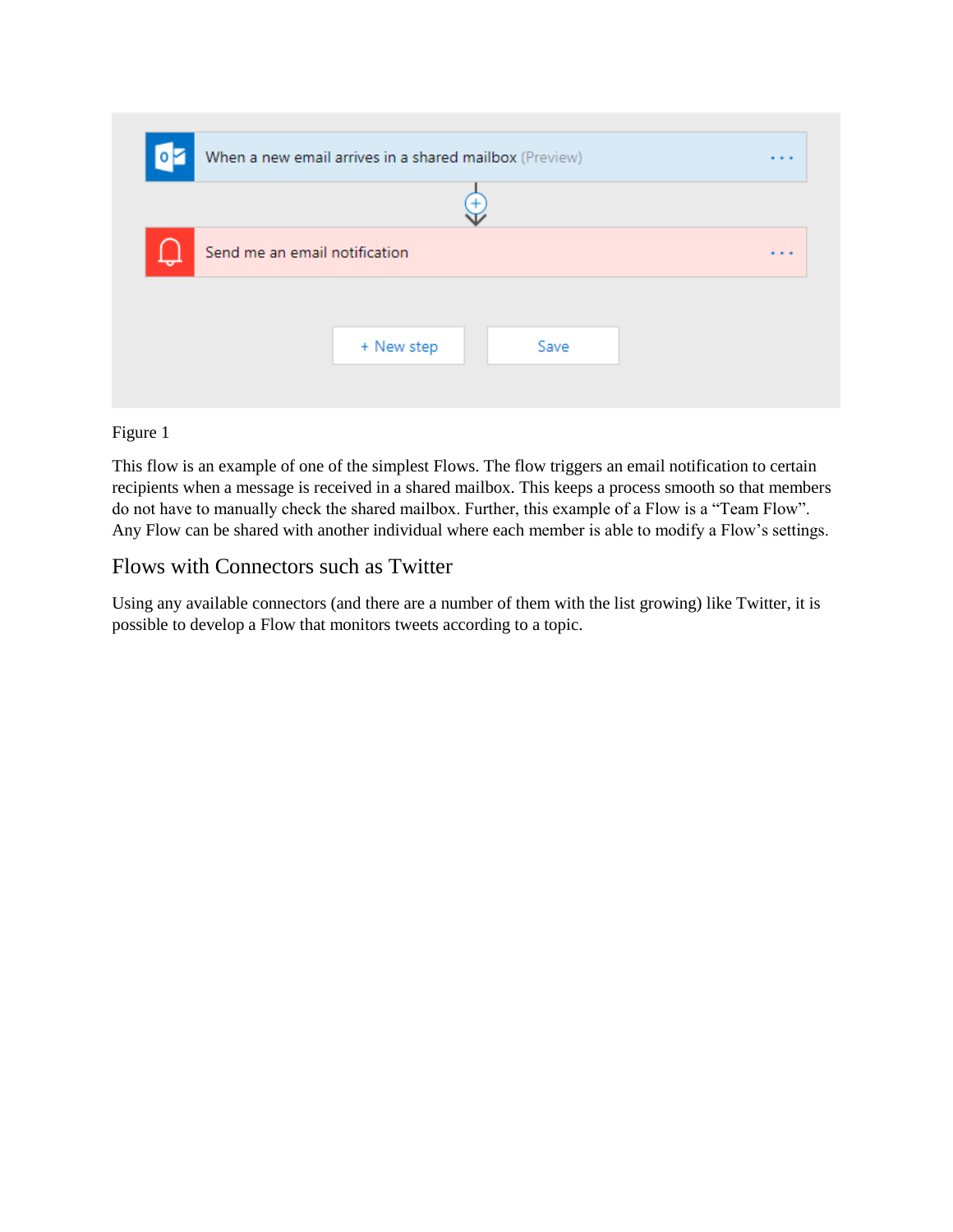Figure 1

This flow is an example of one of the simplest Flows. The flow triggers an email notification to certain recipients when a message is received in a shared mailbox. This keeps a process smooth so that members do not have to manually check the shared mailbox. Further, this example of a Flow is a "Team Flow". Any Flow can be shared with another individual where each member is able to modify a Flow's settings.

## Flows with Connectors such as Twitter

Using any available connectors (and there are a number of them with the list growing) like Twitter, it is possible to develop a Flow that monitors tweets according to a topic.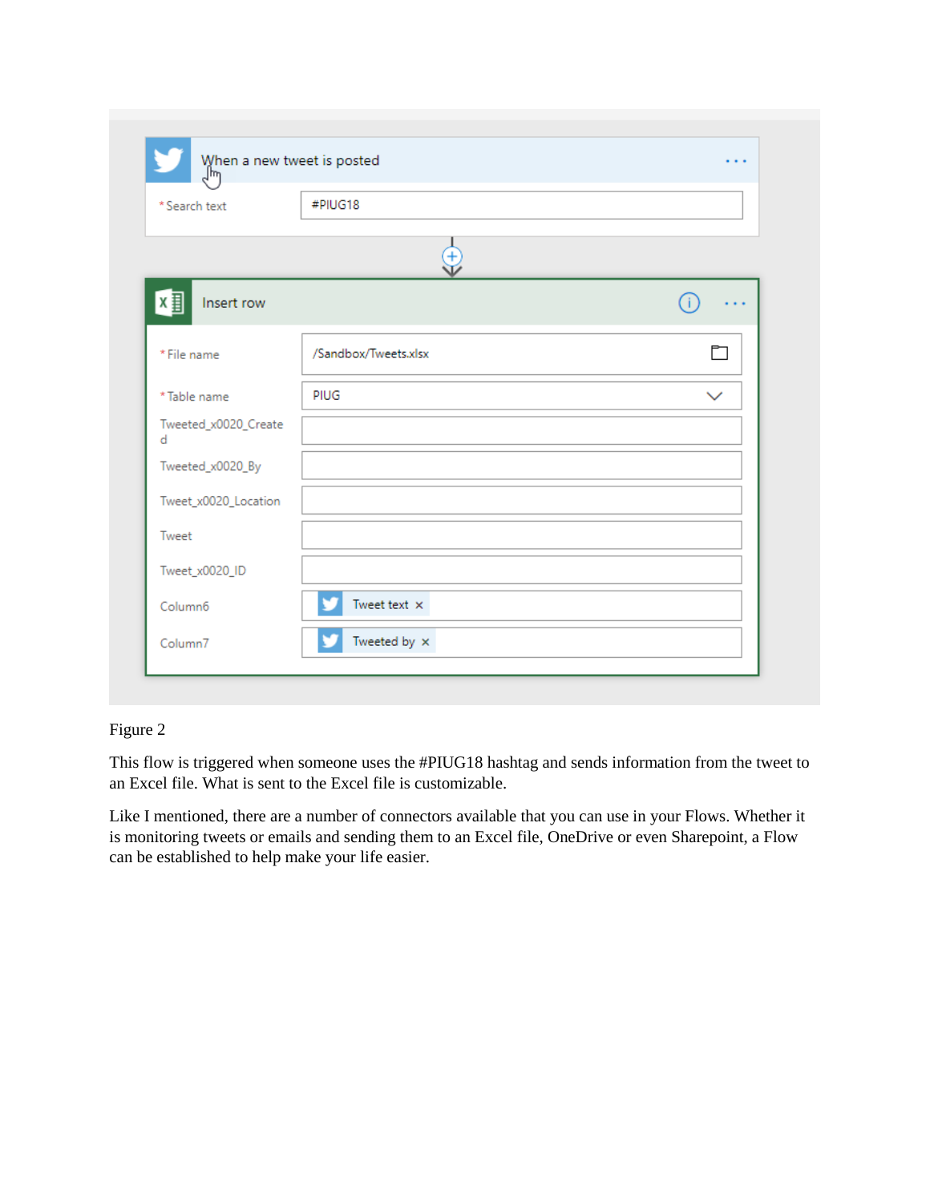Figure 2

This flow is triggered when someone uses the #PIUG18 hashtag and sends information from the tweet to an Excel file. What is sent to the Excel file is customizable.

Like I mentioned, there are a number of connectors available that you can use in your Flows. Whether it is monitoring tweets or emails and sending them to an Excel file, OneDrive or even Sharepoint, a Flow can be established to help make your life easier.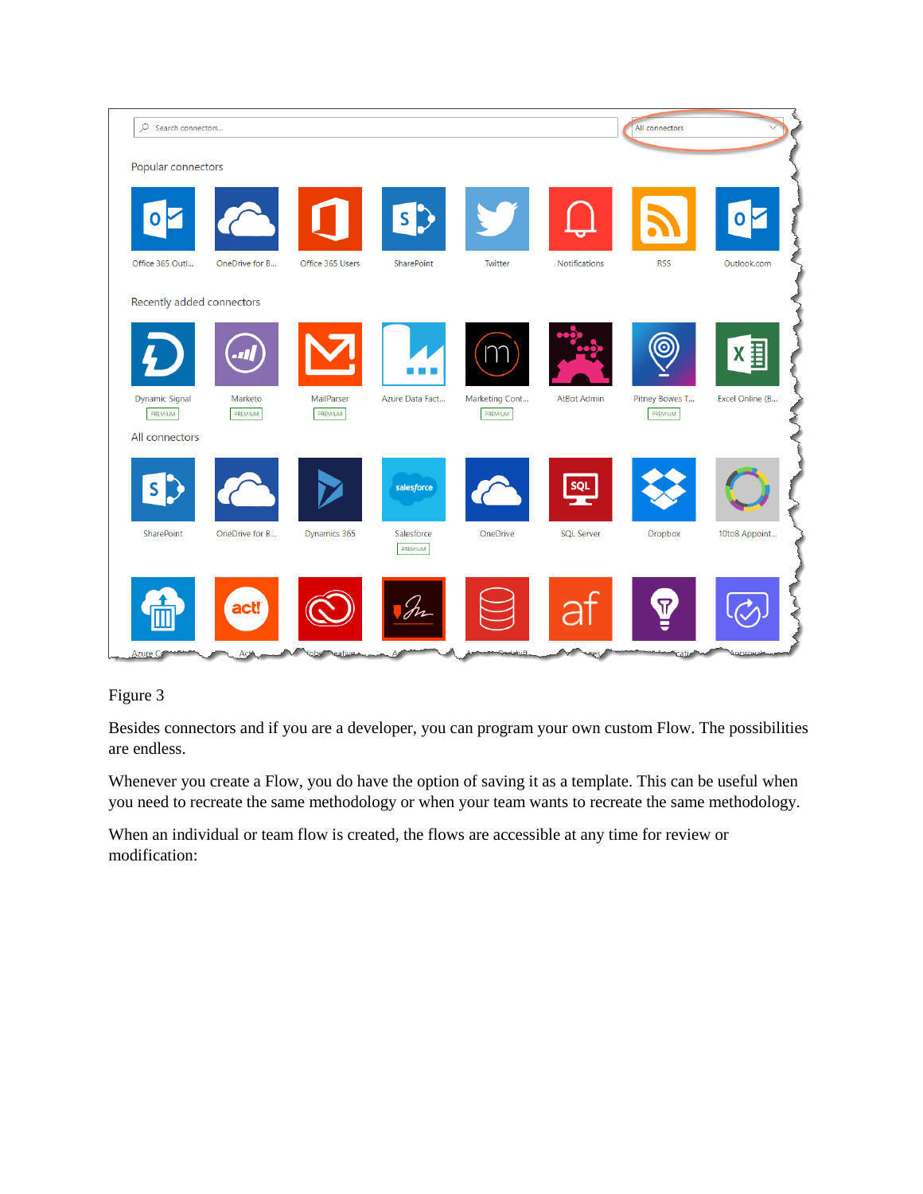Figure 3

Besides connectors and if you are a developer, you can program your own custom Flow. The possibilities are endless.

Whenever you create a Flow, you do have the option of saving it as a template. This can be useful when you need to recreate the same methodology or when your team wants to recreate the same methodology.

When an individual or team flow is created, the flows are accessible at any time for review or modification: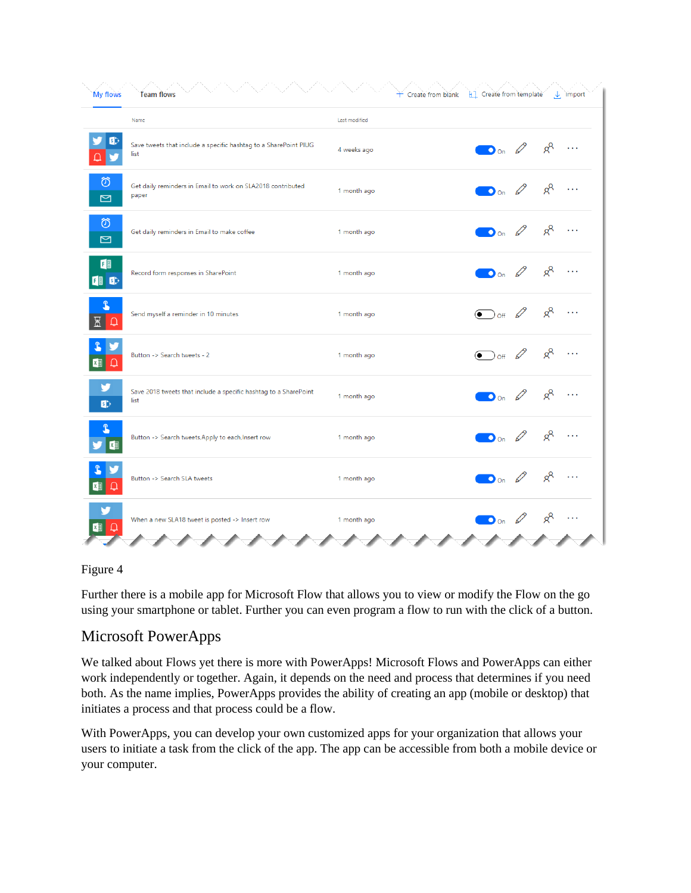| Name | Last modified | Status |
|---|---|---|
| Save tweets that include a specific hashtag to a SharePoint PIUG list | 4 weeks ago | On |
| Get daily reminders in Email to work on SLA2018 contributed paper | 1 month ago | On |
| Get daily reminders in Email to make coffee | 1 month ago | On |
| Record form responses in SharePoint | 1 month ago | On |
| Send myself a reminder in 10 minutes | 1 month ago | Off |
| Button -> Search tweets - 2 | 1 month ago | Off |
| Save 2018 tweets that include a specific hashtag to a SharePoint list | 1 month ago | On |
| Button -> Search tweets,Apply to each,Insert row | 1 month ago | On |
| Button -> Search SLA tweets | 1 month ago | On |
| When a new SLA18 tweet is posted -> Insert row | 1 month ago | On |

Figure 4

Further there is a mobile app for Microsoft Flow that allows you to view or modify the Flow on the go using your smartphone or tablet. Further you can even program a flow to run with the click of a button.

## Microsoft PowerApps

We talked about Flows yet there is more with PowerApps! Microsoft Flows and PowerApps can either work independently or together. Again, it depends on the need and process that determines if you need both. As the name implies, PowerApps provides the ability of creating an app (mobile or desktop) that initiates a process and that process could be a flow.

With PowerApps, you can develop your own customized apps for your organization that allows your users to initiate a task from the click of the app. The app can be accessible from both a mobile device or your computer.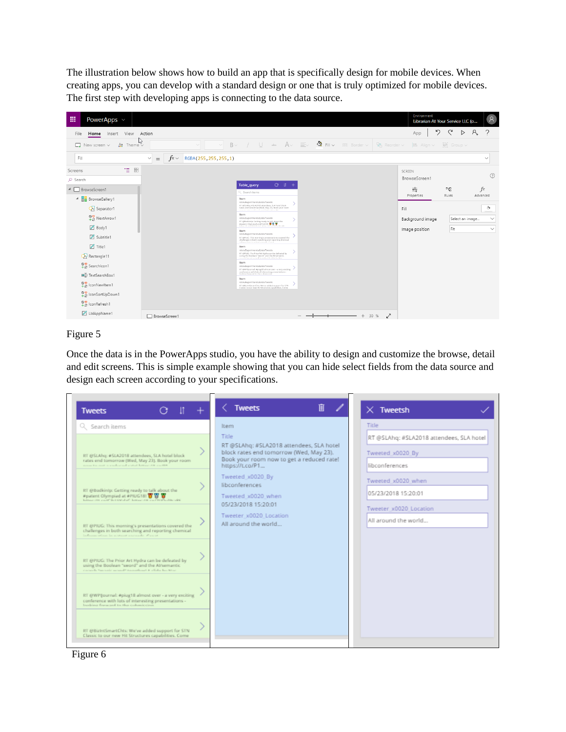The illustration below shows how to build an app that is specifically design for mobile devices. When creating apps, you can develop with a standard design or one that is truly optimized for mobile devices. The first step with developing apps is connecting to the data source.

Figure 5

Once the data is in the PowerApps studio, you have the ability to design and customize the browse, detail and edit screens. This is simple example showing that you can hide select fields from the data source and design each screen according to your specifications.

Figure 6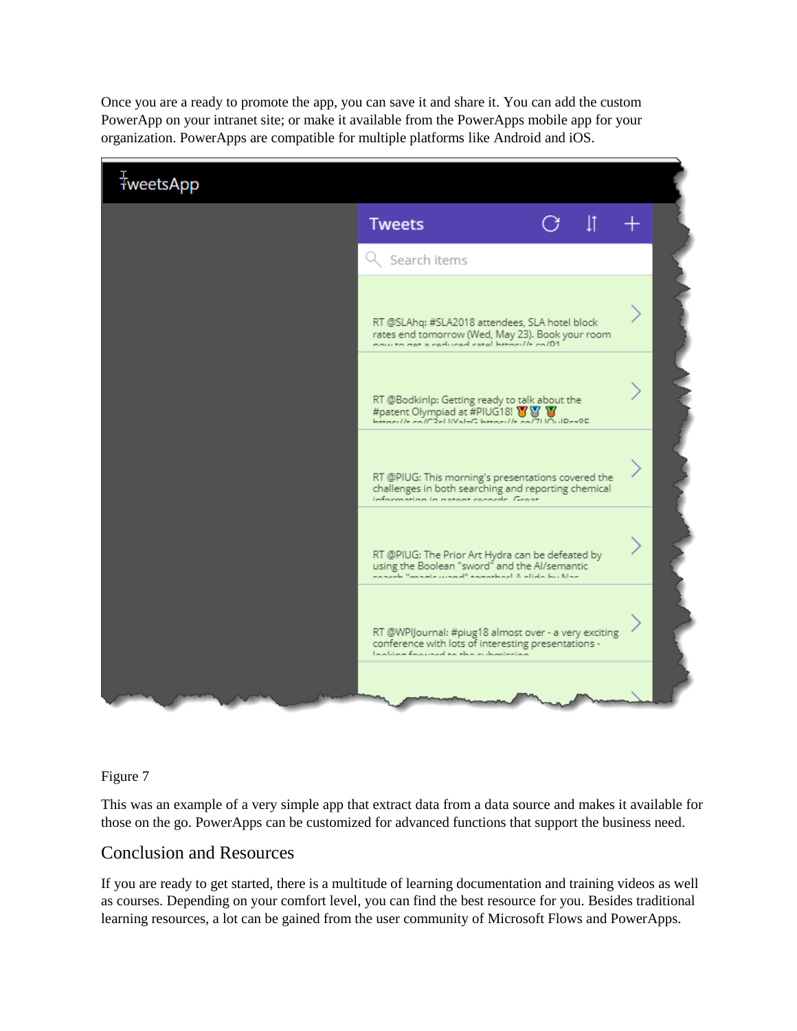Once you are a ready to promote the app, you can save it and share it. You can add the custom PowerApp on your intranet site; or make it available from the PowerApps mobile app for your organization. PowerApps are compatible for multiple platforms like Android and iOS.

Figure 7

This was an example of a very simple app that extract data from a data source and makes it available for those on the go. PowerApps can be customized for advanced functions that support the business need.

## Conclusion and Resources

If you are ready to get started, there is a multitude of learning documentation and training videos as well as courses. Depending on your comfort level, you can find the best resource for you. Besides traditional learning resources, a lot can be gained from the user community of Microsoft Flows and PowerApps.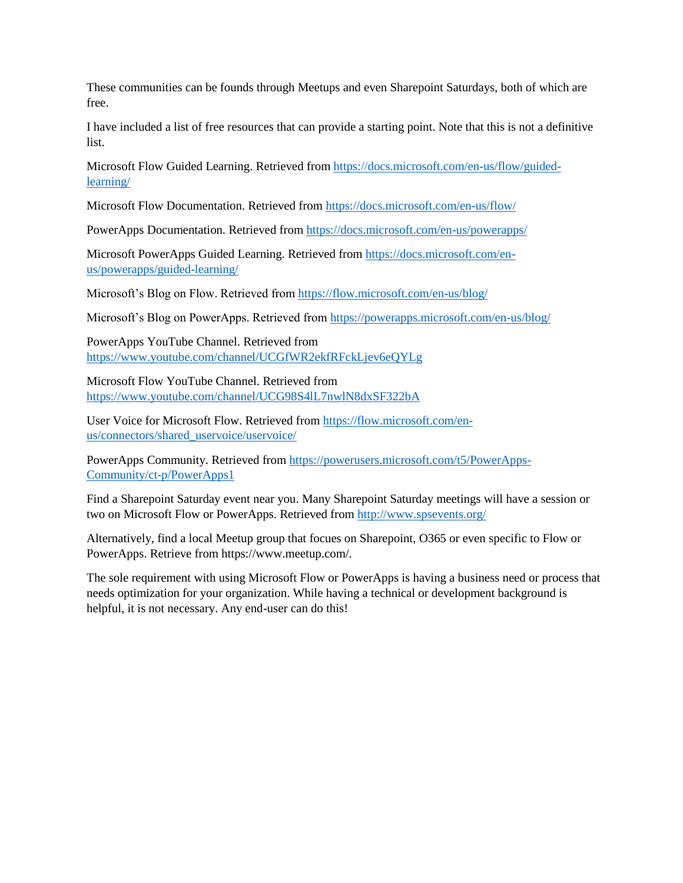These communities can be founds through Meetups and even Sharepoint Saturdays, both of which are free.

I have included a list of free resources that can provide a starting point. Note that this is not a definitive list.

Microsoft Flow Guided Learning. Retrieved from https://docs.microsoft.com/en-us/flow/guided-learning/

Microsoft Flow Documentation. Retrieved from https://docs.microsoft.com/en-us/flow/

PowerApps Documentation. Retrieved from https://docs.microsoft.com/en-us/powerapps/

Microsoft PowerApps Guided Learning. Retrieved from https://docs.microsoft.com/en-us/powerapps/guided-learning/

Microsoft's Blog on Flow. Retrieved from https://flow.microsoft.com/en-us/blog/

Microsoft's Blog on PowerApps. Retrieved from https://powerapps.microsoft.com/en-us/blog/

PowerApps YouTube Channel. Retrieved from https://www.youtube.com/channel/UCGfWR2ekfRFckLjev6eQYLg

Microsoft Flow YouTube Channel. Retrieved from https://www.youtube.com/channel/UCG98S4lL7nwlN8dxSF322bA

User Voice for Microsoft Flow. Retrieved from https://flow.microsoft.com/en-us/connectors/shared_uservoice/uservoice/

PowerApps Community. Retrieved from https://powerusers.microsoft.com/t5/PowerApps-Community/ct-p/PowerApps1

Find a Sharepoint Saturday event near you. Many Sharepoint Saturday meetings will have a session or two on Microsoft Flow or PowerApps. Retrieved from http://www.spsevents.org/

Alternatively, find a local Meetup group that focues on Sharepoint, O365 or even specific to Flow or PowerApps. Retrieve from https://www.meetup.com/.

The sole requirement with using Microsoft Flow or PowerApps is having a business need or process that needs optimization for your organization. While having a technical or development background is helpful, it is not necessary. Any end-user can do this!